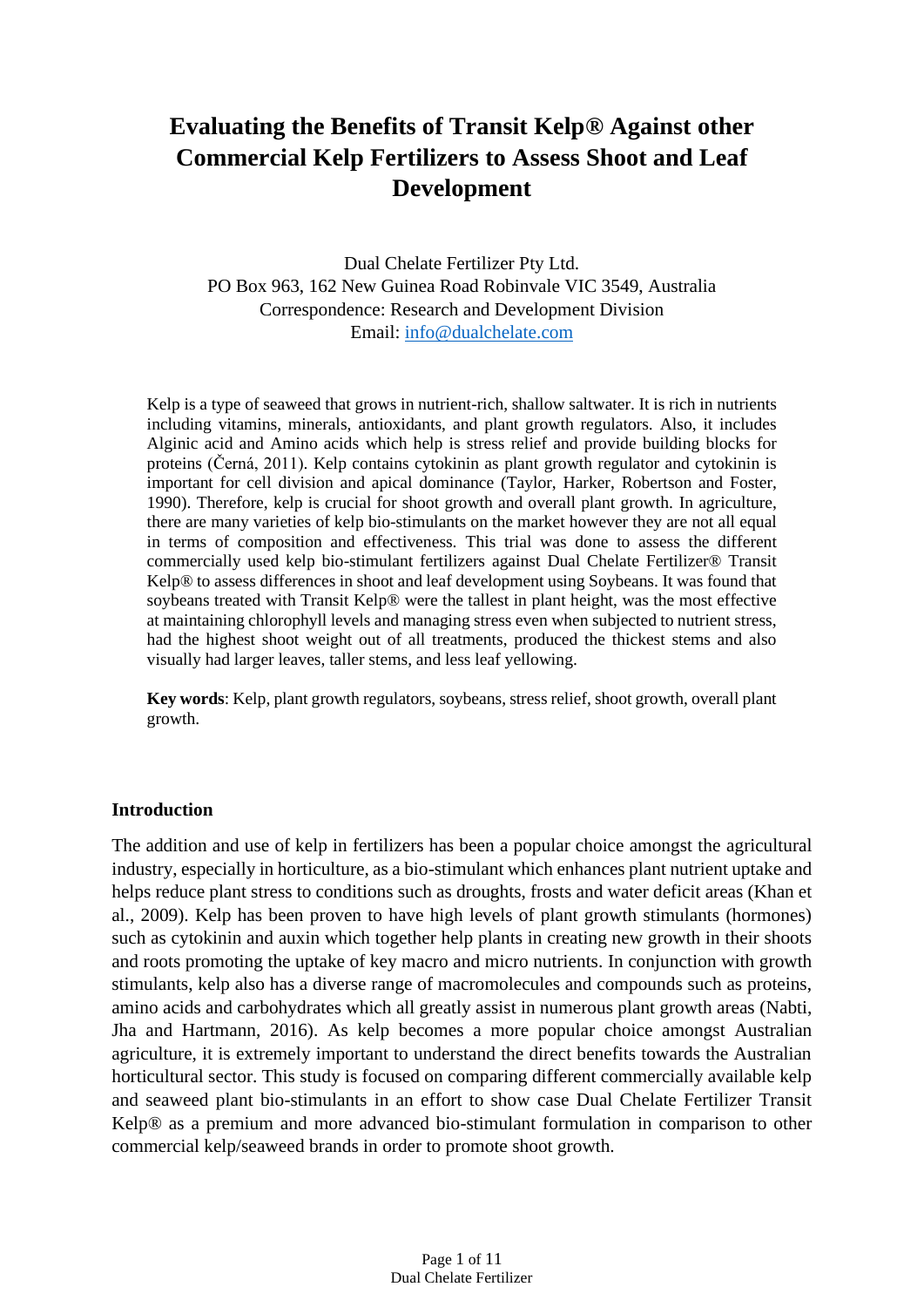# Evaluating the Benefits of Transit Kelp® Against other Commercial Kelp Fertilizers to Assess Shoot and Leaf Development

Dual Chelate Fertilizer Pty Ltd.
PO Box 963, 162 New Guinea Road Robinvale VIC 3549, Australia
Correspondence: Research and Development Division
Email: info@dualchelate.com

Kelp is a type of seaweed that grows in nutrient-rich, shallow saltwater. It is rich in nutrients including vitamins, minerals, antioxidants, and plant growth regulators. Also, it includes Alginic acid and Amino acids which help is stress relief and provide building blocks for proteins (Černá, 2011). Kelp contains cytokinin as plant growth regulator and cytokinin is important for cell division and apical dominance (Taylor, Harker, Robertson and Foster, 1990). Therefore, kelp is crucial for shoot growth and overall plant growth. In agriculture, there are many varieties of kelp bio-stimulants on the market however they are not all equal in terms of composition and effectiveness. This trial was done to assess the different commercially used kelp bio-stimulant fertilizers against Dual Chelate Fertilizer® Transit Kelp® to assess differences in shoot and leaf development using Soybeans. It was found that soybeans treated with Transit Kelp® were the tallest in plant height, was the most effective at maintaining chlorophyll levels and managing stress even when subjected to nutrient stress, had the highest shoot weight out of all treatments, produced the thickest stems and also visually had larger leaves, taller stems, and less leaf yellowing.

**Key words**: Kelp, plant growth regulators, soybeans, stress relief, shoot growth, overall plant growth.

## Introduction

The addition and use of kelp in fertilizers has been a popular choice amongst the agricultural industry, especially in horticulture, as a bio-stimulant which enhances plant nutrient uptake and helps reduce plant stress to conditions such as droughts, frosts and water deficit areas (Khan et al., 2009). Kelp has been proven to have high levels of plant growth stimulants (hormones) such as cytokinin and auxin which together help plants in creating new growth in their shoots and roots promoting the uptake of key macro and micro nutrients. In conjunction with growth stimulants, kelp also has a diverse range of macromolecules and compounds such as proteins, amino acids and carbohydrates which all greatly assist in numerous plant growth areas (Nabti, Jha and Hartmann, 2016). As kelp becomes a more popular choice amongst Australian agriculture, it is extremely important to understand the direct benefits towards the Australian horticultural sector. This study is focused on comparing different commercially available kelp and seaweed plant bio-stimulants in an effort to show case Dual Chelate Fertilizer Transit Kelp® as a premium and more advanced bio-stimulant formulation in comparison to other commercial kelp/seaweed brands in order to promote shoot growth.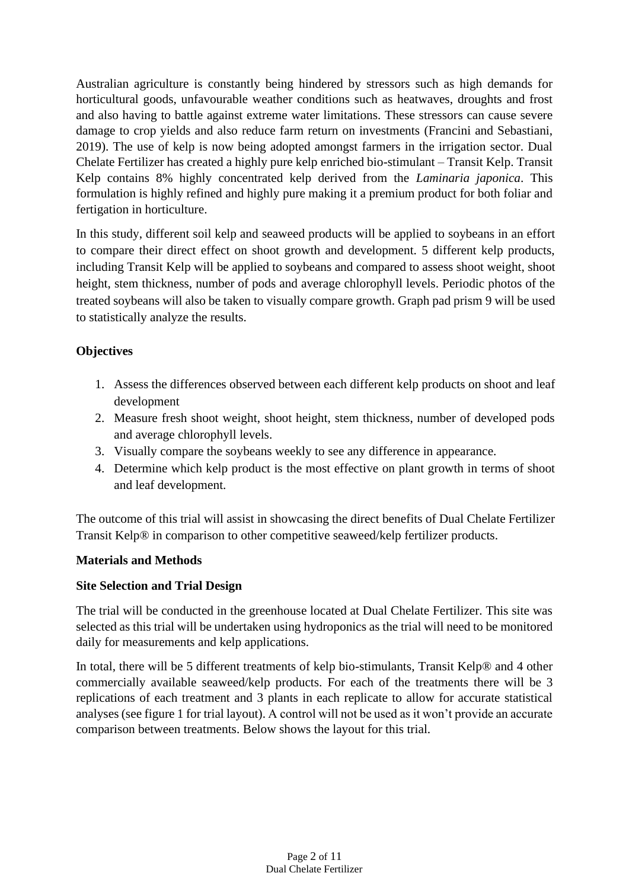Australian agriculture is constantly being hindered by stressors such as high demands for horticultural goods, unfavourable weather conditions such as heatwaves, droughts and frost and also having to battle against extreme water limitations. These stressors can cause severe damage to crop yields and also reduce farm return on investments (Francini and Sebastiani, 2019). The use of kelp is now being adopted amongst farmers in the irrigation sector. Dual Chelate Fertilizer has created a highly pure kelp enriched bio-stimulant – Transit Kelp. Transit Kelp contains 8% highly concentrated kelp derived from the *Laminaria japonica*. This formulation is highly refined and highly pure making it a premium product for both foliar and fertigation in horticulture.

In this study, different soil kelp and seaweed products will be applied to soybeans in an effort to compare their direct effect on shoot growth and development. 5 different kelp products, including Transit Kelp will be applied to soybeans and compared to assess shoot weight, shoot height, stem thickness, number of pods and average chlorophyll levels. Periodic photos of the treated soybeans will also be taken to visually compare growth. Graph pad prism 9 will be used to statistically analyze the results.

**Objectives**

1. Assess the differences observed between each different kelp products on shoot and leaf development
2. Measure fresh shoot weight, shoot height, stem thickness, number of developed pods and average chlorophyll levels.
3. Visually compare the soybeans weekly to see any difference in appearance.
4. Determine which kelp product is the most effective on plant growth in terms of shoot and leaf development.

The outcome of this trial will assist in showcasing the direct benefits of Dual Chelate Fertilizer Transit Kelp® in comparison to other competitive seaweed/kelp fertilizer products.

**Materials and Methods**

**Site Selection and Trial Design**

The trial will be conducted in the greenhouse located at Dual Chelate Fertilizer. This site was selected as this trial will be undertaken using hydroponics as the trial will need to be monitored daily for measurements and kelp applications.

In total, there will be 5 different treatments of kelp bio-stimulants, Transit Kelp® and 4 other commercially available seaweed/kelp products. For each of the treatments there will be 3 replications of each treatment and 3 plants in each replicate to allow for accurate statistical analyses (see figure 1 for trial layout). A control will not be used as it won't provide an accurate comparison between treatments. Below shows the layout for this trial.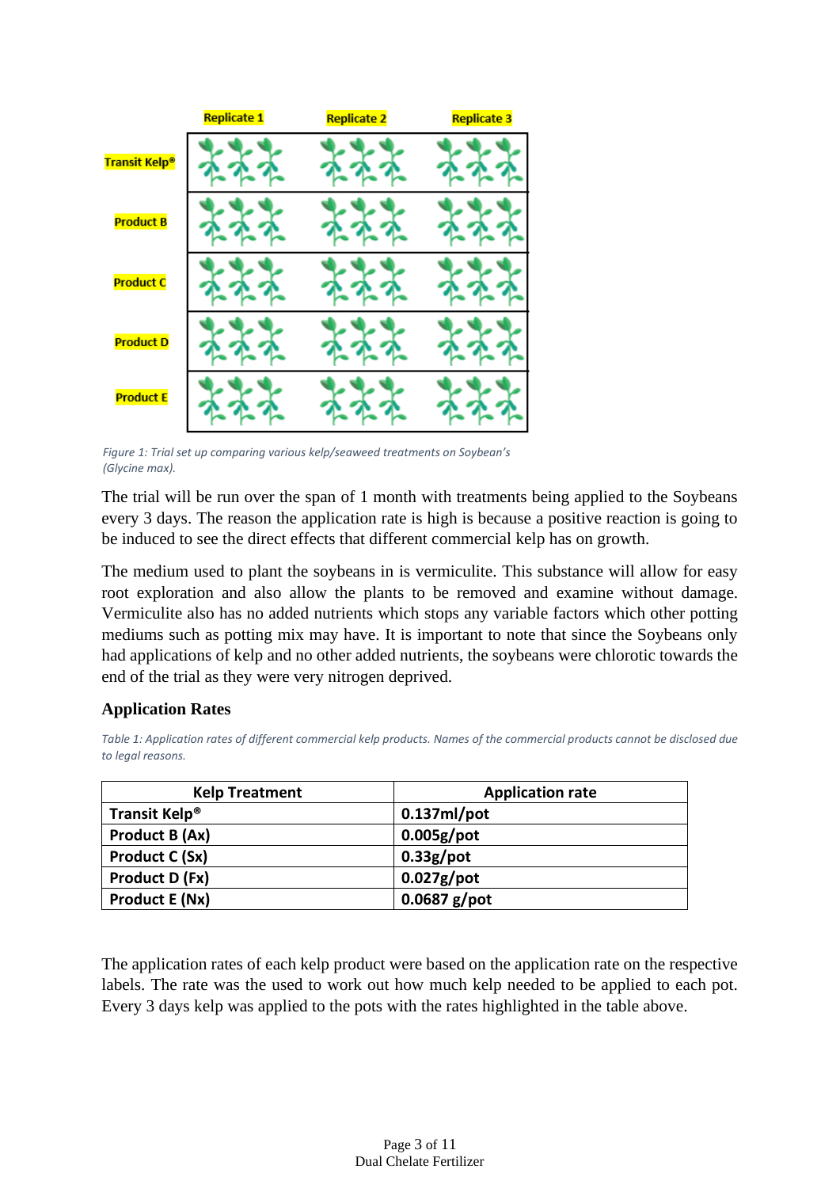Figure 1: Trial set up comparing various kelp/seaweed treatments on Soybean's (Glycine max).

The trial will be run over the span of 1 month with treatments being applied to the Soybeans every 3 days. The reason the application rate is high is because a positive reaction is going to be induced to see the direct effects that different commercial kelp has on growth.

The medium used to plant the soybeans in is vermiculite. This substance will allow for easy root exploration and also allow the plants to be removed and examine without damage. Vermiculite also has no added nutrients which stops any variable factors which other potting mediums such as potting mix may have. It is important to note that since the Soybeans only had applications of kelp and no other added nutrients, the soybeans were chlorotic towards the end of the trial as they were very nitrogen deprived.

### Application Rates

*Table 1: Application rates of different commercial kelp products. Names of the commercial products cannot be disclosed due to legal reasons.*

| Kelp Treatment | Application rate |
|---|---|
| **Transit Kelp®** | **0.137ml/pot** |
| **Product B (Ax)** | **0.005g/pot** |
| **Product C (Sx)** | **0.33g/pot** |
| **Product D (Fx)** | **0.027g/pot** |
| **Product E (Nx)** | **0.0687 g/pot** |

The application rates of each kelp product were based on the application rate on the respective labels. The rate was the used to work out how much kelp needed to be applied to each pot. Every 3 days kelp was applied to the pots with the rates highlighted in the table above.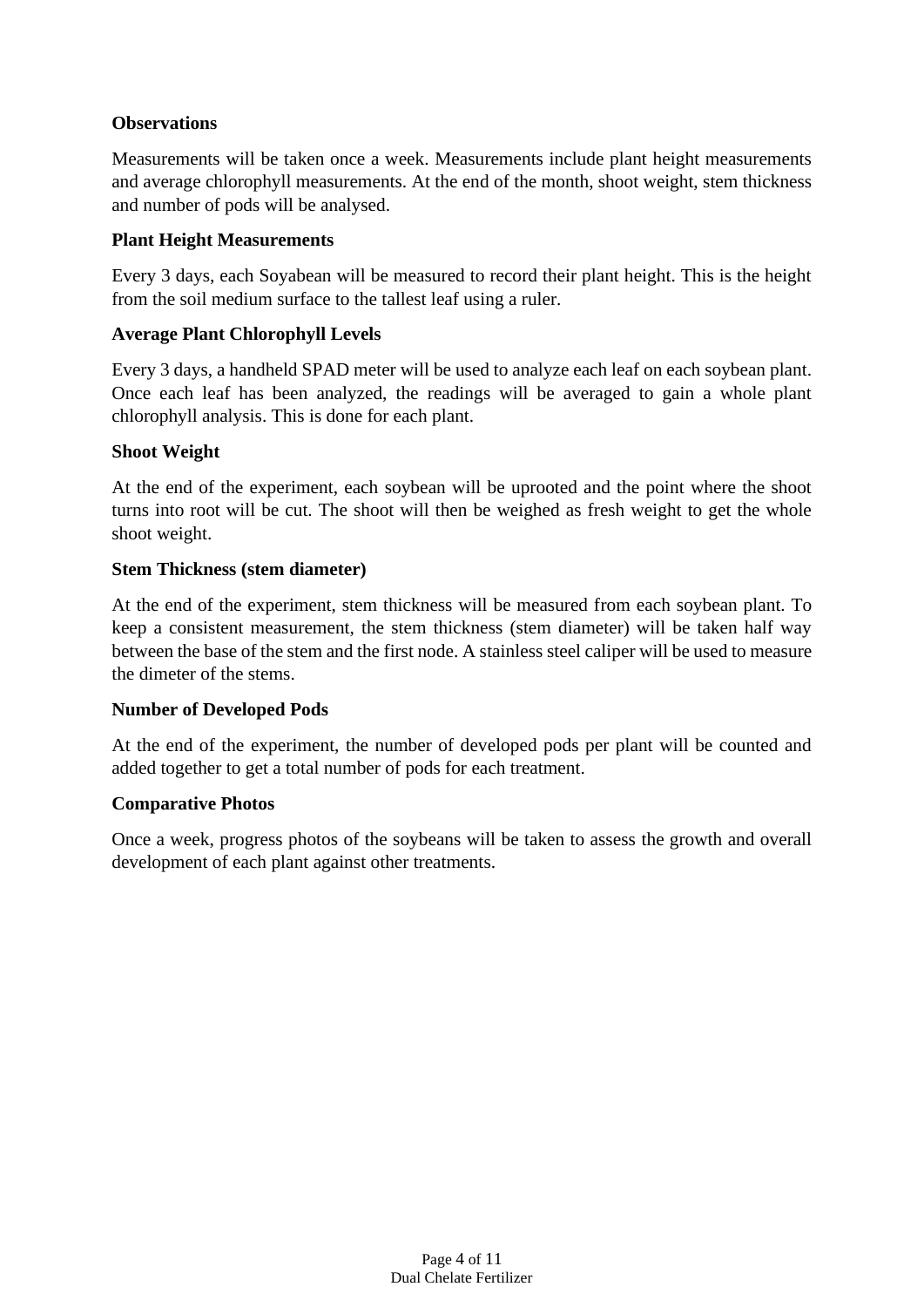**Observations**

Measurements will be taken once a week. Measurements include plant height measurements and average chlorophyll measurements. At the end of the month, shoot weight, stem thickness and number of pods will be analysed.

**Plant Height Measurements**

Every 3 days, each Soyabean will be measured to record their plant height. This is the height from the soil medium surface to the tallest leaf using a ruler.

**Average Plant Chlorophyll Levels**

Every 3 days, a handheld SPAD meter will be used to analyze each leaf on each soybean plant. Once each leaf has been analyzed, the readings will be averaged to gain a whole plant chlorophyll analysis. This is done for each plant.

**Shoot Weight**

At the end of the experiment, each soybean will be uprooted and the point where the shoot turns into root will be cut. The shoot will then be weighed as fresh weight to get the whole shoot weight.

**Stem Thickness (stem diameter)**

At the end of the experiment, stem thickness will be measured from each soybean plant. To keep a consistent measurement, the stem thickness (stem diameter) will be taken half way between the base of the stem and the first node. A stainless steel caliper will be used to measure the dimeter of the stems.

**Number of Developed Pods**

At the end of the experiment, the number of developed pods per plant will be counted and added together to get a total number of pods for each treatment.

**Comparative Photos**

Once a week, progress photos of the soybeans will be taken to assess the growth and overall development of each plant against other treatments.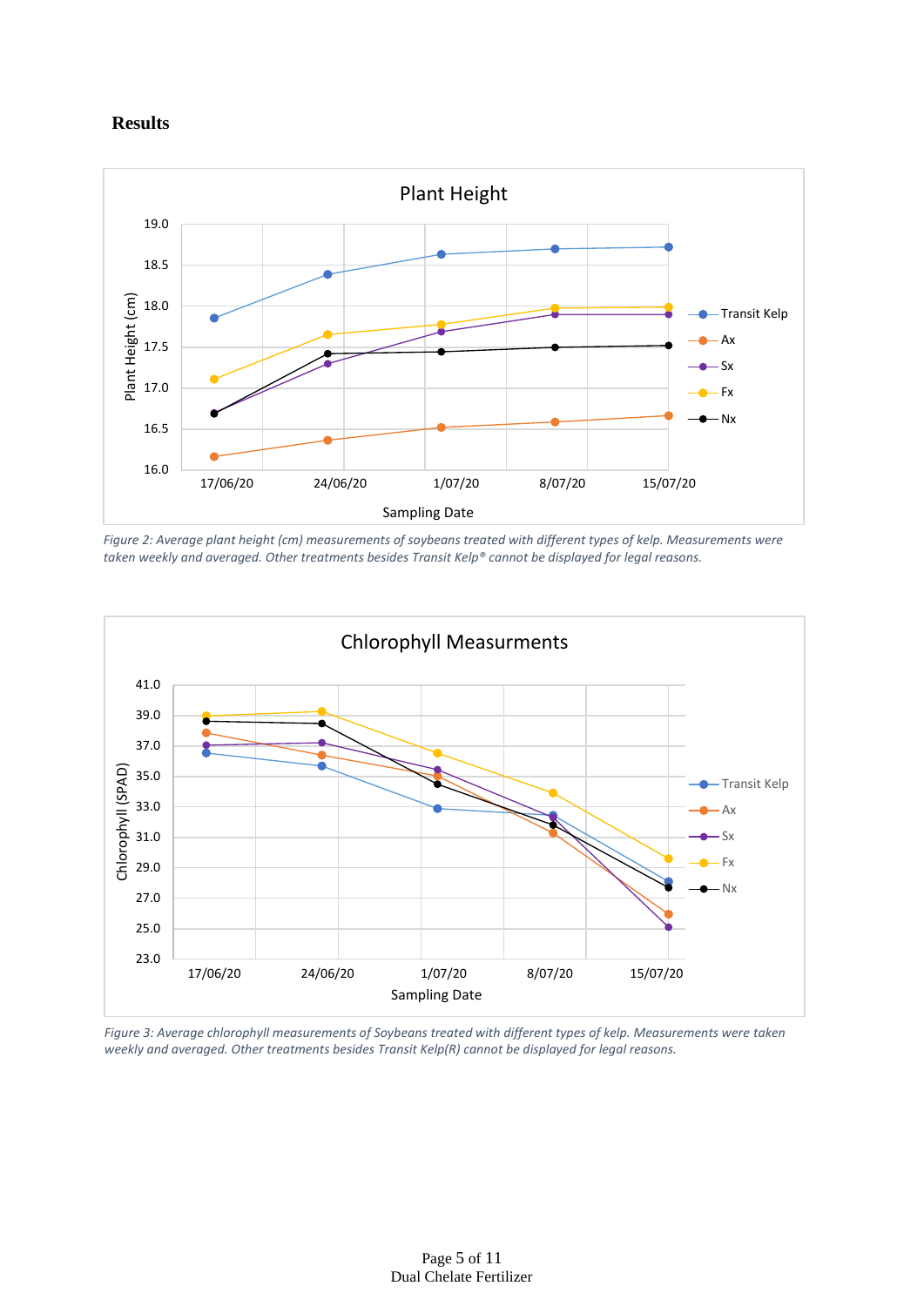**Results**

*Figure 2: Average plant height (cm) measurements of soybeans treated with different types of kelp. Measurements were taken weekly and averaged. Other treatments besides Transit Kelp® cannot be displayed for legal reasons.*

*Figure 3: Average chlorophyll measurements of Soybeans treated with different types of kelp. Measurements were taken weekly and averaged. Other treatments besides Transit Kelp(R) cannot be displayed for legal reasons.*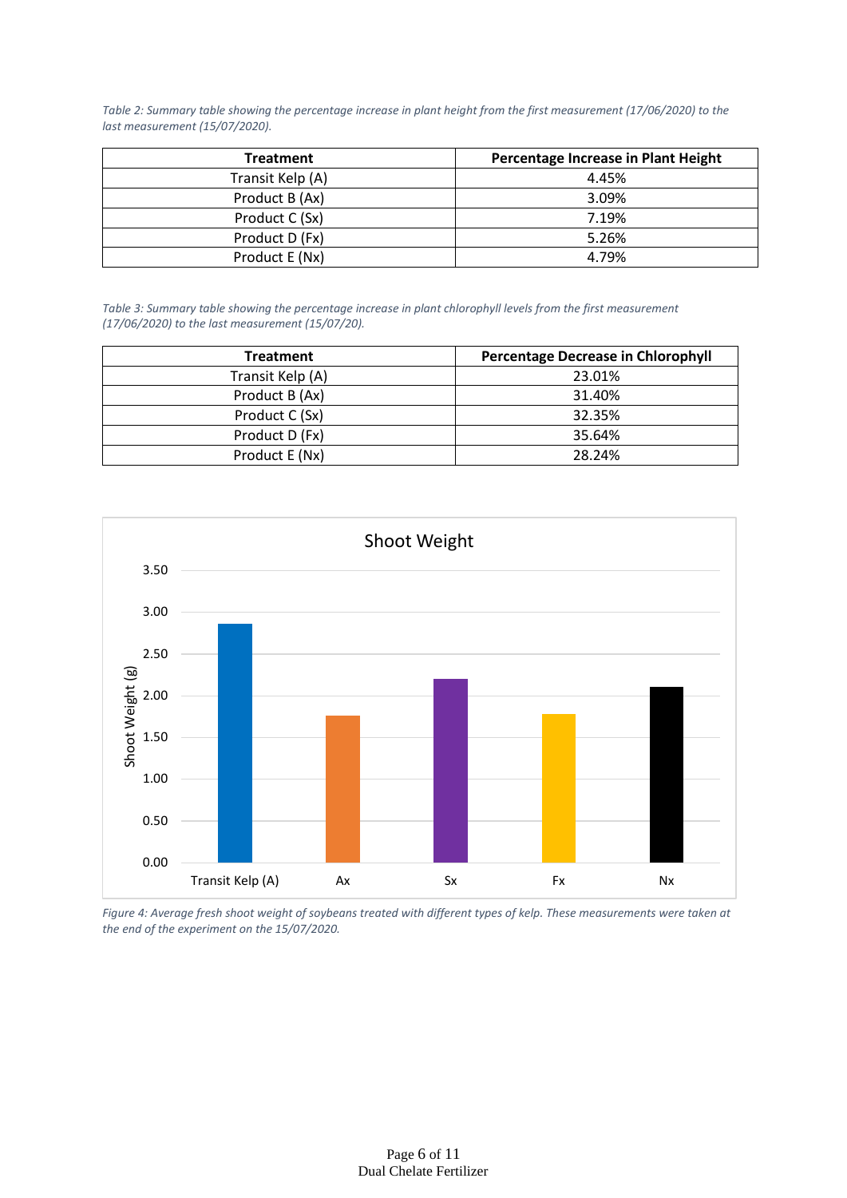*Table 2: Summary table showing the percentage increase in plant height from the first measurement (17/06/2020) to the last measurement (15/07/2020).*

| Treatment | Percentage Increase in Plant Height |
|---|---|
| Transit Kelp (A) | 4.45% |
| Product B (Ax) | 3.09% |
| Product C (Sx) | 7.19% |
| Product D (Fx) | 5.26% |
| Product E (Nx) | 4.79% |

*Table 3: Summary table showing the percentage increase in plant chlorophyll levels from the first measurement (17/06/2020) to the last measurement (15/07/20).*

| Treatment | Percentage Decrease in Chlorophyll |
|---|---|
| Transit Kelp (A) | 23.01% |
| Product B (Ax) | 31.40% |
| Product C (Sx) | 32.35% |
| Product D (Fx) | 35.64% |
| Product E (Nx) | 28.24% |

*Figure 4: Average fresh shoot weight of soybeans treated with different types of kelp. These measurements were taken at the end of the experiment on the 15/07/2020.*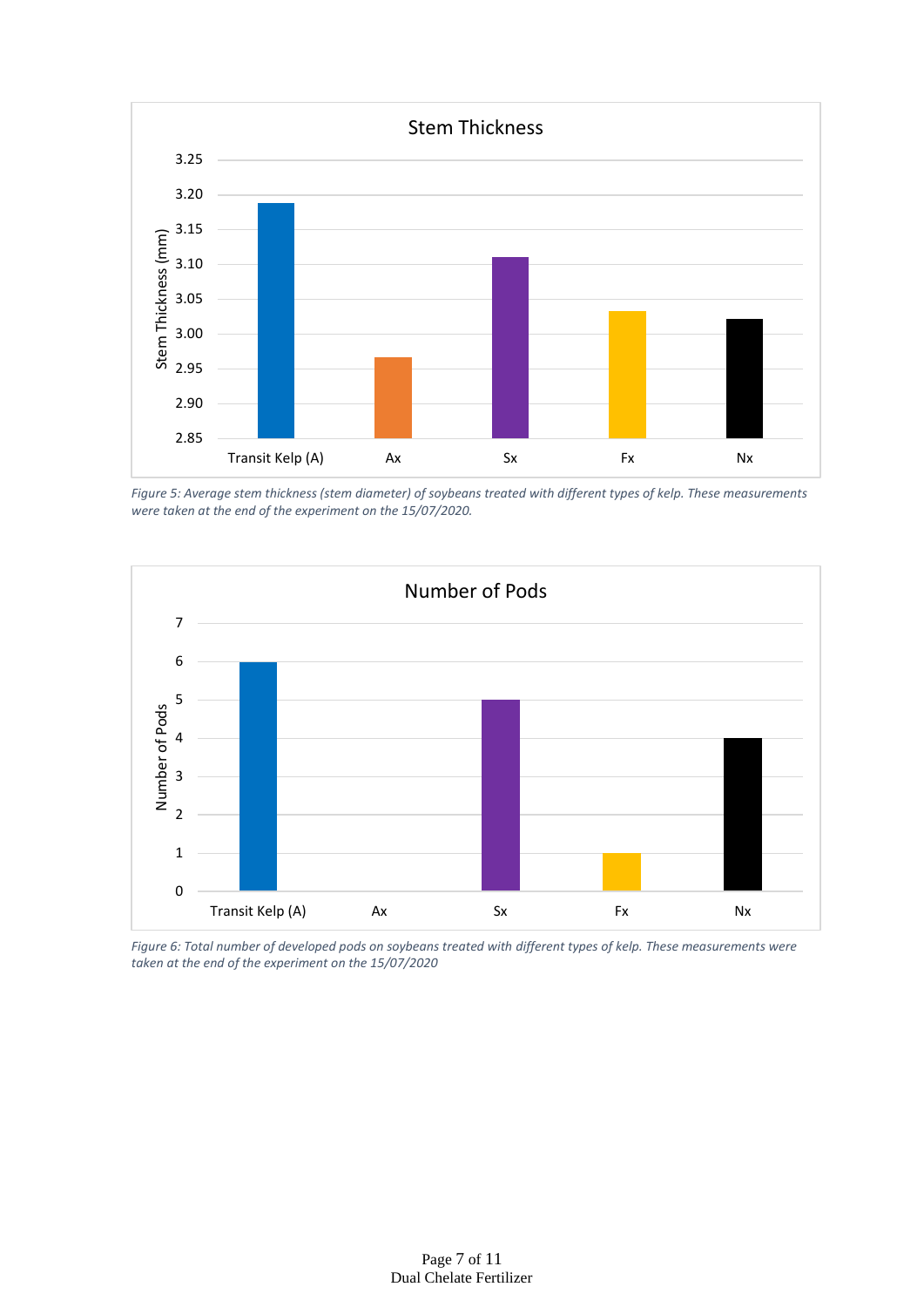*Figure 5: Average stem thickness (stem diameter) of soybeans treated with different types of kelp. These measurements were taken at the end of the experiment on the 15/07/2020.*

*Figure 6: Total number of developed pods on soybeans treated with different types of kelp. These measurements were taken at the end of the experiment on the 15/07/2020*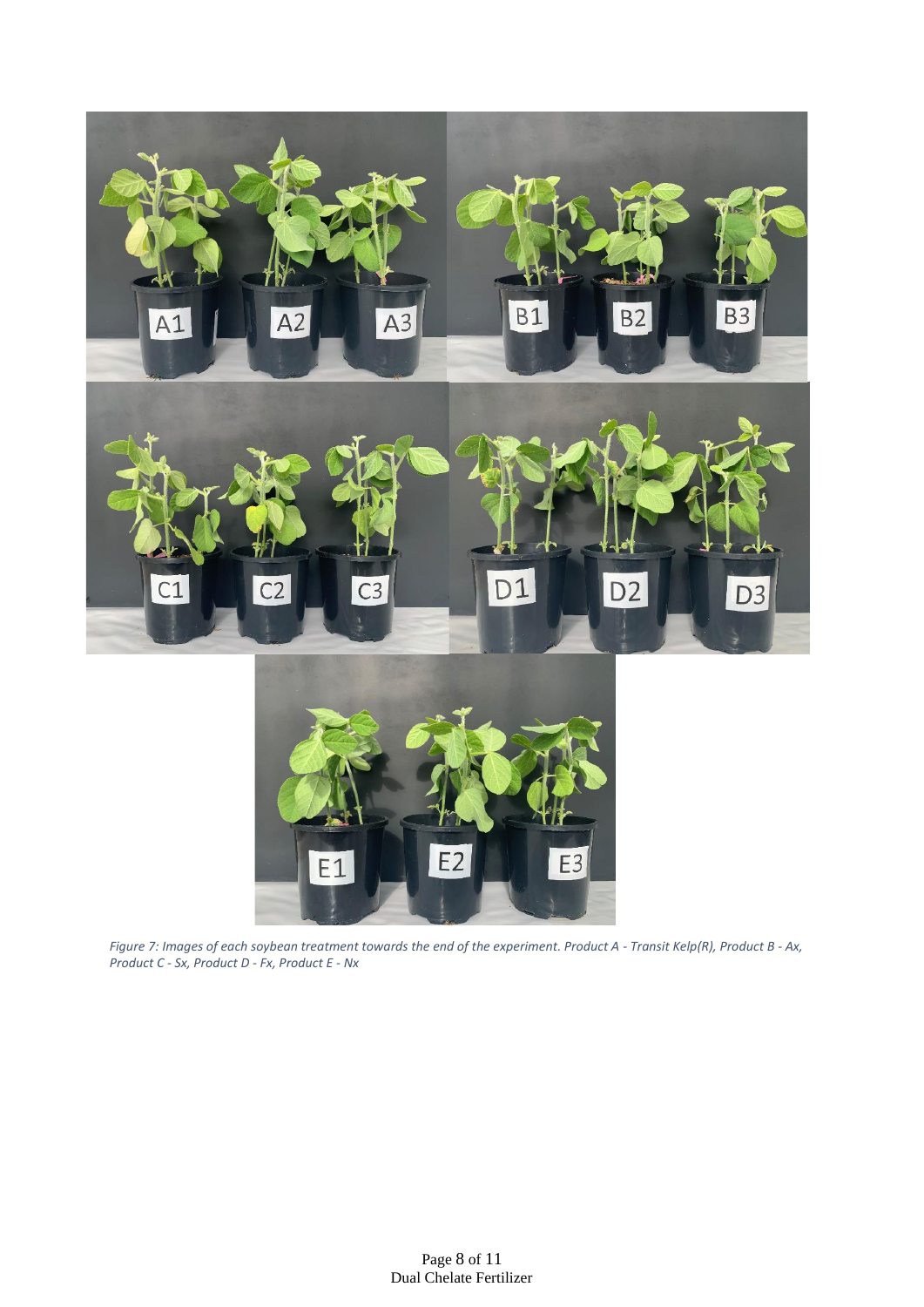*Figure 7: Images of each soybean treatment towards the end of the experiment. Product A - Transit Kelp(R), Product B - Ax, Product C - Sx, Product D - Fx, Product E - Nx*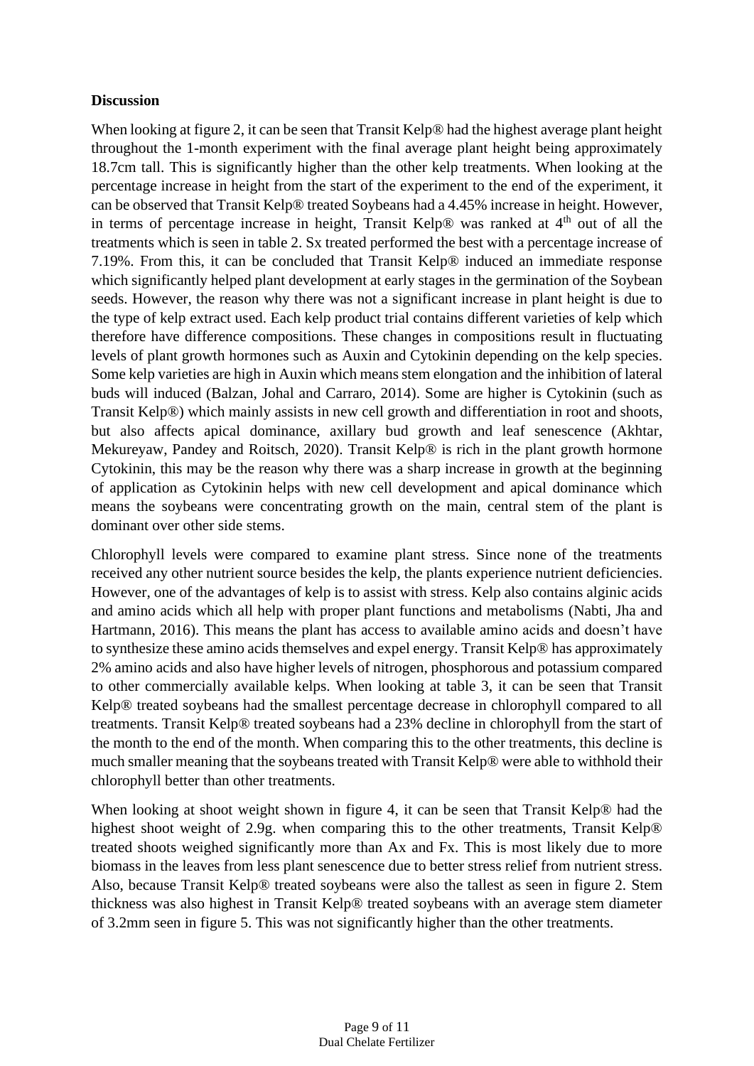**Discussion**

When looking at figure 2, it can be seen that Transit Kelp® had the highest average plant height throughout the 1-month experiment with the final average plant height being approximately 18.7cm tall. This is significantly higher than the other kelp treatments. When looking at the percentage increase in height from the start of the experiment to the end of the experiment, it can be observed that Transit Kelp® treated Soybeans had a 4.45% increase in height. However, in terms of percentage increase in height, Transit Kelp® was ranked at 4$^{th}$ out of all the treatments which is seen in table 2. Sx treated performed the best with a percentage increase of 7.19%. From this, it can be concluded that Transit Kelp® induced an immediate response which significantly helped plant development at early stages in the germination of the Soybean seeds. However, the reason why there was not a significant increase in plant height is due to the type of kelp extract used. Each kelp product trial contains different varieties of kelp which therefore have difference compositions. These changes in compositions result in fluctuating levels of plant growth hormones such as Auxin and Cytokinin depending on the kelp species. Some kelp varieties are high in Auxin which means stem elongation and the inhibition of lateral buds will induced (Balzan, Johal and Carraro, 2014). Some are higher is Cytokinin (such as Transit Kelp®) which mainly assists in new cell growth and differentiation in root and shoots, but also affects apical dominance, axillary bud growth and leaf senescence (Akhtar, Mekureyaw, Pandey and Roitsch, 2020). Transit Kelp® is rich in the plant growth hormone Cytokinin, this may be the reason why there was a sharp increase in growth at the beginning of application as Cytokinin helps with new cell development and apical dominance which means the soybeans were concentrating growth on the main, central stem of the plant is dominant over other side stems.

Chlorophyll levels were compared to examine plant stress. Since none of the treatments received any other nutrient source besides the kelp, the plants experience nutrient deficiencies. However, one of the advantages of kelp is to assist with stress. Kelp also contains alginic acids and amino acids which all help with proper plant functions and metabolisms (Nabti, Jha and Hartmann, 2016). This means the plant has access to available amino acids and doesn't have to synthesize these amino acids themselves and expel energy. Transit Kelp® has approximately 2% amino acids and also have higher levels of nitrogen, phosphorous and potassium compared to other commercially available kelps. When looking at table 3, it can be seen that Transit Kelp® treated soybeans had the smallest percentage decrease in chlorophyll compared to all treatments. Transit Kelp® treated soybeans had a 23% decline in chlorophyll from the start of the month to the end of the month. When comparing this to the other treatments, this decline is much smaller meaning that the soybeans treated with Transit Kelp® were able to withhold their chlorophyll better than other treatments.

When looking at shoot weight shown in figure 4, it can be seen that Transit Kelp® had the highest shoot weight of 2.9g. when comparing this to the other treatments, Transit Kelp® treated shoots weighed significantly more than Ax and Fx. This is most likely due to more biomass in the leaves from less plant senescence due to better stress relief from nutrient stress. Also, because Transit Kelp® treated soybeans were also the tallest as seen in figure 2. Stem thickness was also highest in Transit Kelp® treated soybeans with an average stem diameter of 3.2mm seen in figure 5. This was not significantly higher than the other treatments.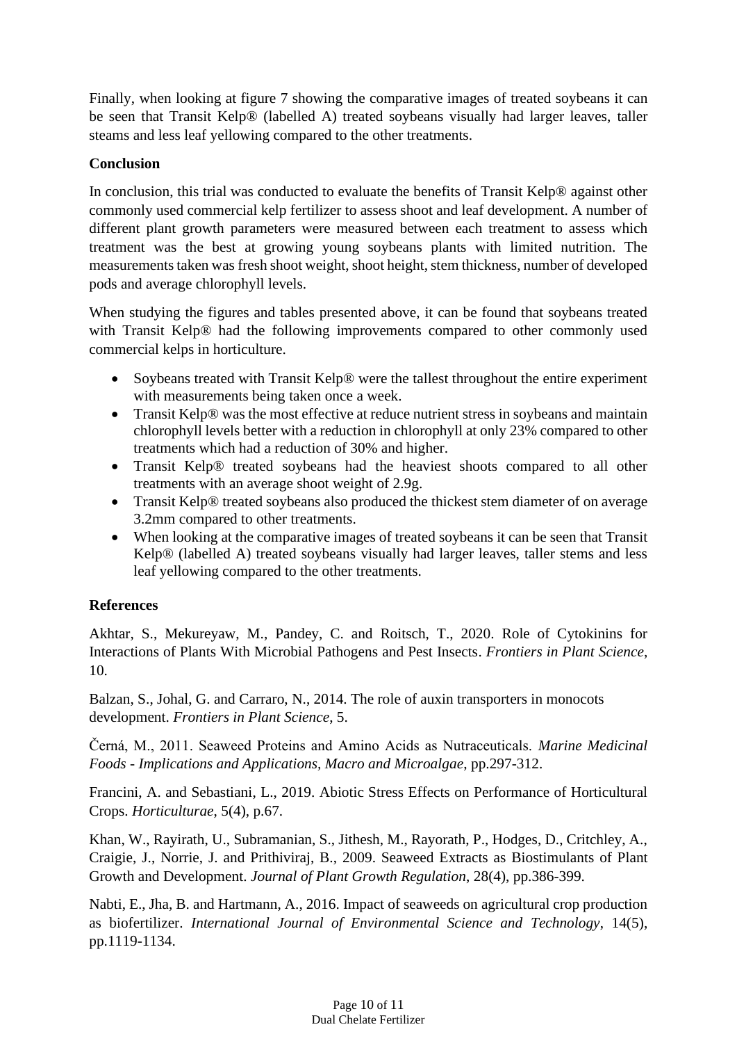Finally, when looking at figure 7 showing the comparative images of treated soybeans it can be seen that Transit Kelp® (labelled A) treated soybeans visually had larger leaves, taller steams and less leaf yellowing compared to the other treatments.

**Conclusion**

In conclusion, this trial was conducted to evaluate the benefits of Transit Kelp® against other commonly used commercial kelp fertilizer to assess shoot and leaf development. A number of different plant growth parameters were measured between each treatment to assess which treatment was the best at growing young soybeans plants with limited nutrition. The measurements taken was fresh shoot weight, shoot height, stem thickness, number of developed pods and average chlorophyll levels.

When studying the figures and tables presented above, it can be found that soybeans treated with Transit Kelp® had the following improvements compared to other commonly used commercial kelps in horticulture.

- Soybeans treated with Transit Kelp® were the tallest throughout the entire experiment with measurements being taken once a week.
- Transit Kelp® was the most effective at reduce nutrient stress in soybeans and maintain chlorophyll levels better with a reduction in chlorophyll at only 23% compared to other treatments which had a reduction of 30% and higher.
- Transit Kelp® treated soybeans had the heaviest shoots compared to all other treatments with an average shoot weight of 2.9g.
- Transit Kelp® treated soybeans also produced the thickest stem diameter of on average 3.2mm compared to other treatments.
- When looking at the comparative images of treated soybeans it can be seen that Transit Kelp® (labelled A) treated soybeans visually had larger leaves, taller stems and less leaf yellowing compared to the other treatments.

**References**

Akhtar, S., Mekureyaw, M., Pandey, C. and Roitsch, T., 2020. Role of Cytokinins for Interactions of Plants With Microbial Pathogens and Pest Insects. *Frontiers in Plant Science*, 10.

Balzan, S., Johal, G. and Carraro, N., 2014. The role of auxin transporters in monocots development. *Frontiers in Plant Science*, 5.

Černá, M., 2011. Seaweed Proteins and Amino Acids as Nutraceuticals. *Marine Medicinal Foods - Implications and Applications, Macro and Microalgae*, pp.297-312.

Francini, A. and Sebastiani, L., 2019. Abiotic Stress Effects on Performance of Horticultural Crops. *Horticulturae*, 5(4), p.67.

Khan, W., Rayirath, U., Subramanian, S., Jithesh, M., Rayorath, P., Hodges, D., Critchley, A., Craigie, J., Norrie, J. and Prithiviraj, B., 2009. Seaweed Extracts as Biostimulants of Plant Growth and Development. *Journal of Plant Growth Regulation*, 28(4), pp.386-399.

Nabti, E., Jha, B. and Hartmann, A., 2016. Impact of seaweeds on agricultural crop production as biofertilizer. *International Journal of Environmental Science and Technology*, 14(5), pp.1119-1134.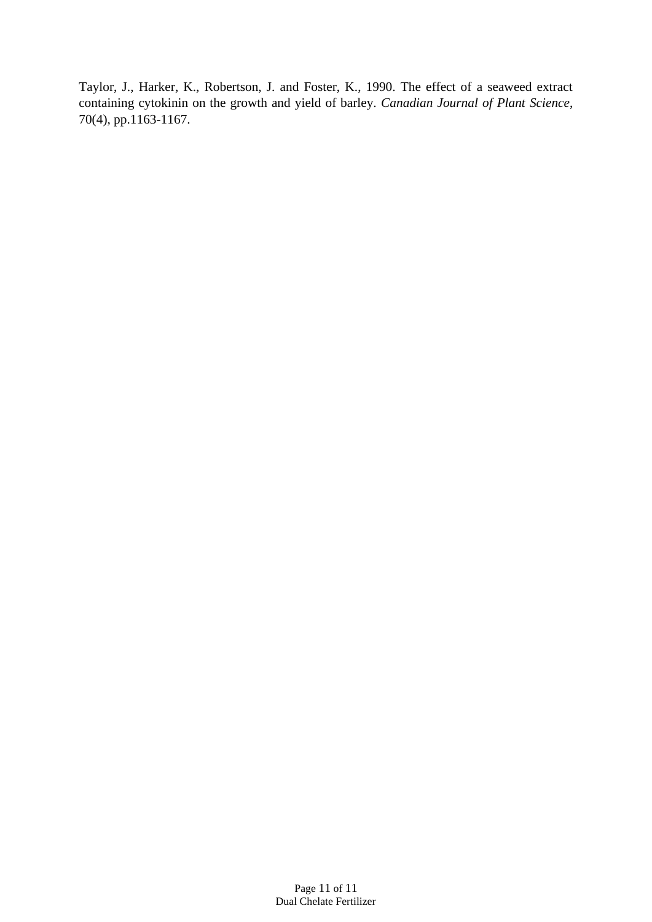Taylor, J., Harker, K., Robertson, J. and Foster, K., 1990. The effect of a seaweed extract containing cytokinin on the growth and yield of barley. *Canadian Journal of Plant Science*, 70(4), pp.1163-1167.